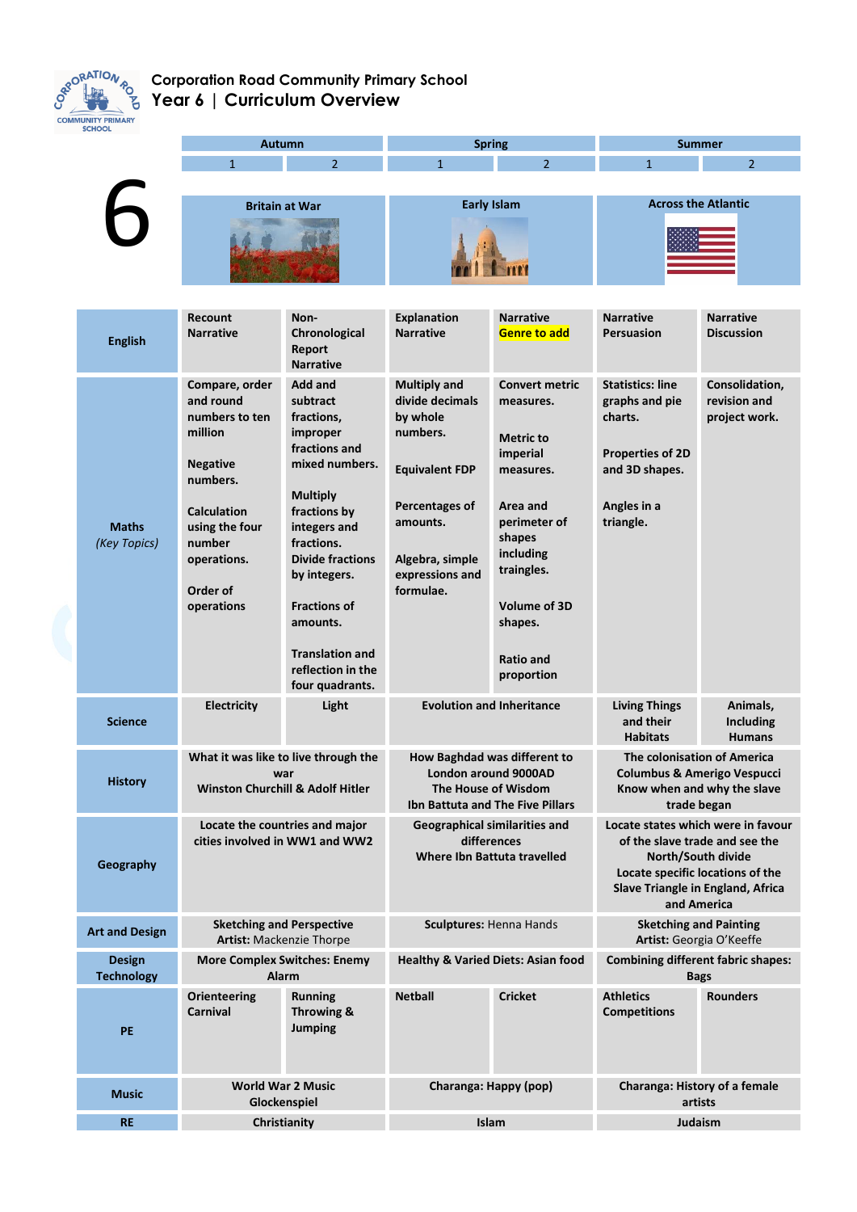Corporation Road Community Primary School

# Year 6 | Curriculum Overview

| 6 | Autumn 1 | Autumn 2 | Spring 1 | Spring 2 | Summer 1 | Summer 2 |
|---|---|---|---|---|---|---|
| Topic | Britain at War | | Early Islam | | Across the Atlantic | |
| English | Recount<br>Narrative | Non-Chronological Report<br>Narrative | Explanation<br>Narrative | Narrative<br>Genre to add | Narrative<br>Persuasion | Narrative<br>Discussion |
| Maths *(Key Topics)* | Compare, order and round numbers to ten million<br><br>Negative numbers.<br><br>Calculation using the four number operations.<br><br>Order of operations | Add and subtract fractions, improper fractions and mixed numbers.<br><br>Multiply fractions by integers and fractions.<br>Divide fractions by integers.<br><br>Fractions of amounts.<br><br>Translation and reflection in the four quadrants. | Multiply and divide decimals by whole numbers.<br><br>Equivalent FDP<br><br>Percentages of amounts.<br><br>Algebra, simple expressions and formulae. | Convert metric measures.<br><br>Metric to imperial measures.<br><br>Area and perimeter of shapes including traingles.<br><br>Volume of 3D shapes.<br><br>Ratio and proportion | Statistics: line graphs and pie charts.<br><br>Properties of 2D and 3D shapes.<br><br>Angles in a triangle. | Consolidation, revision and project work. |
| Science | Electricity | Light | Evolution and Inheritance | | Living Things and their Habitats | Animals, Including Humans |
| History | What it was like to live through the war<br>Winston Churchill & Adolf Hitler | | How Baghdad was different to London around 9000AD<br>The House of Wisdom<br>Ibn Battuta and The Five Pillars | | The colonisation of America<br>Columbus & Amerigo Vespucci<br>Know when and why the slave trade began | |
| Geography | Locate the countries and major cities involved in WW1 and WW2 | | Geographical similarities and differences<br>Where Ibn Battuta travelled | | Locate states which were in favour of the slave trade and see the North/South divide<br>Locate specific locations of the Slave Triangle in England, Africa and America | |
| Art and Design | Sketching and Perspective<br>**Artist:** Mackenzie Thorpe | | **Sculptures:** Henna Hands | | Sketching and Painting<br>**Artist:** Georgia O'Keeffe | |
| Design Technology | More Complex Switches: Enemy Alarm | | Healthy & Varied Diets: Asian food | | Combining different fabric shapes: Bags | |
| PE | Orienteering<br>Carnival | Running<br>Throwing & Jumping | Netball | Cricket | Athletics<br>Competitions | Rounders |
| Music | World War 2 Music<br>Glockenspiel | | Charanga: Happy (pop) | | Charanga: History of a female artists | |
| RE | Christianity | | Islam | | Judaism | |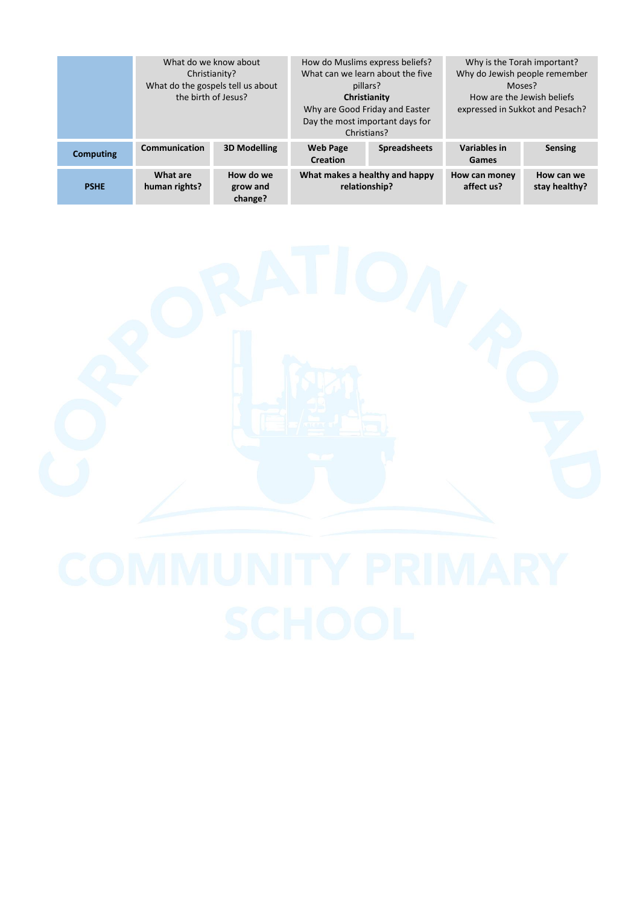| | | | | | | |
|---|---|---|---|---|---|---|
| | What do we know about Christianity?<br>What do the gospels tell us about the birth of Jesus? | | How do Muslims express beliefs?<br>What can we learn about the five pillars?<br>**Christianity**<br>Why are Good Friday and Easter Day the most important days for Christians? | | Why is the Torah important?<br>Why do Jewish people remember Moses?<br>How are the Jewish beliefs expressed in Sukkot and Pesach? | |
| **Computing** | **Communication** | **3D Modelling** | **Web Page Creation** | **Spreadsheets** | **Variables in Games** | **Sensing** |
| **PSHE** | **What are human rights?** | **How do we grow and change?** | **What makes a healthy and happy relationship?** | | **How can money affect us?** | **How can we stay healthy?** |